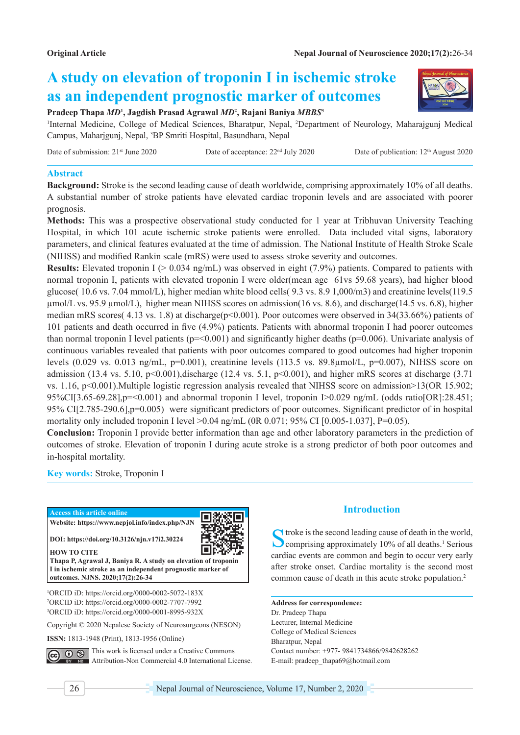Original Article

# A study on elevation of troponin I in ischemic stroke as an independent prognostic marker of outcomes

**Pradeep Thapa** ***MD***[1], **Jagdish Prasad Agrawal** ***MD***[2], **Rajani Baniya** ***MBBS***[3]

[1]Internal Medicine, College of Medical Sciences, Bharatpur, Nepal, [2]Department of Neurology, Maharajgunj Medical Campus, Maharjgunj, Nepal, [3]BP Smriti Hospital, Basundhara, Nepal

Date of submission: 21st June 2020 Date of acceptance: 22nd July 2020 Date of publication: 12th August 2020

## Abstract

**Background:** Stroke is the second leading cause of death worldwide, comprising approximately 10% of all deaths. A substantial number of stroke patients have elevated cardiac troponin levels and are associated with poorer prognosis.

**Methods:** This was a prospective observational study conducted for 1 year at Tribhuvan University Teaching Hospital, in which 101 acute ischemic stroke patients were enrolled. Data included vital signs, laboratory parameters, and clinical features evaluated at the time of admission. The National Institute of Health Stroke Scale (NIHSS) and modified Rankin scale (mRS) were used to assess stroke severity and outcomes.

**Results:** Elevated troponin I (> 0.034 ng/mL) was observed in eight (7.9%) patients. Compared to patients with normal troponin I, patients with elevated troponin I were older(mean age 61vs 59.68 years), had higher blood glucose( 10.6 vs. 7.04 mmol/L), higher median white blood cells( 9.3 vs. 8.9 1,000/m3) and creatinine levels(119.5 µmol/L vs. 95.9 µmol/L), higher mean NIHSS scores on admission(16 vs. 8.6), and discharge(14.5 vs. 6.8), higher median mRS scores( 4.13 vs. 1.8) at discharge(p<0.001). Poor outcomes were observed in 34(33.66%) patients of 101 patients and death occurred in five (4.9%) patients. Patients with abnormal troponin I had poorer outcomes than normal troponin I level patients (p=<0.001) and significantly higher deaths (p=0.006). Univariate analysis of continuous variables revealed that patients with poor outcomes compared to good outcomes had higher troponin levels (0.029 vs. 0.013 ng/mL, p=0.001), creatinine levels (113.5 vs. 89.8µmol/L, p=0.007), NIHSS score on admission (13.4 vs. 5.10, p<0.001),discharge (12.4 vs. 5.1, p<0.001), and higher mRS scores at discharge (3.71 vs. 1.16, p<0.001).Multiple logistic regression analysis revealed that NIHSS score on admission>13(OR 15.902; 95%CI[3.65-69.28],p=<0.001) and abnormal troponin I level, troponin I>0.029 ng/mL (odds ratio[OR]:28.451; 95% CI[2.785-290.6],p=0.005) were significant predictors of poor outcomes. Significant predictor of in hospital mortality only included troponin I level >0.04 ng/mL (0R 0.071; 95% CI [0.005-1.037], P=0.05).

**Conclusion:** Troponin I provide better information than age and other laboratory parameters in the prediction of outcomes of stroke. Elevation of troponin I during acute stroke is a strong predictor of both poor outcomes and in-hospital mortality.

**Key words:** Stroke, Troponin I

**Access this article online**

Website: https://www.nepjol.info/index.php/NJN

DOI: https://doi.org/10.3126/njn.v17i2.30224

**HOW TO CITE**

Thapa P, Agrawal J, Baniya R. A study on elevation of troponin I in ischemic stroke as an independent prognostic marker of outcomes. NJNS. 2020;17(2):26-34

[1]ORCID iD: https://orcid.org/0000-0002-5072-183X
[2]ORCID iD: https://orcid.org/0000-0002-7707-7992
[3]ORCID iD: https://orcid.org/0000-0001-8995-932X

Copyright © 2020 Nepalese Society of Neurosurgeons (NESON)

**ISSN:** 1813-1948 (Print), 1813-1956 (Online)

This work is licensed under a Creative Commons Attribution-Non Commercial 4.0 International License.

## Introduction

Stroke is the second leading cause of death in the world, comprising approximately 10% of all deaths.[1] Serious cardiac events are common and begin to occur very early after stroke onset. Cardiac mortality is the second most common cause of death in this acute stroke population.[2]

**Address for correspondence:**
Dr. Pradeep Thapa
Lecturer, Internal Medicine
College of Medical Sciences
Bharatpur, Nepal
Contact number: +977- 9841734866/9842628262
E-mail: pradeep_thapa69@hotmail.com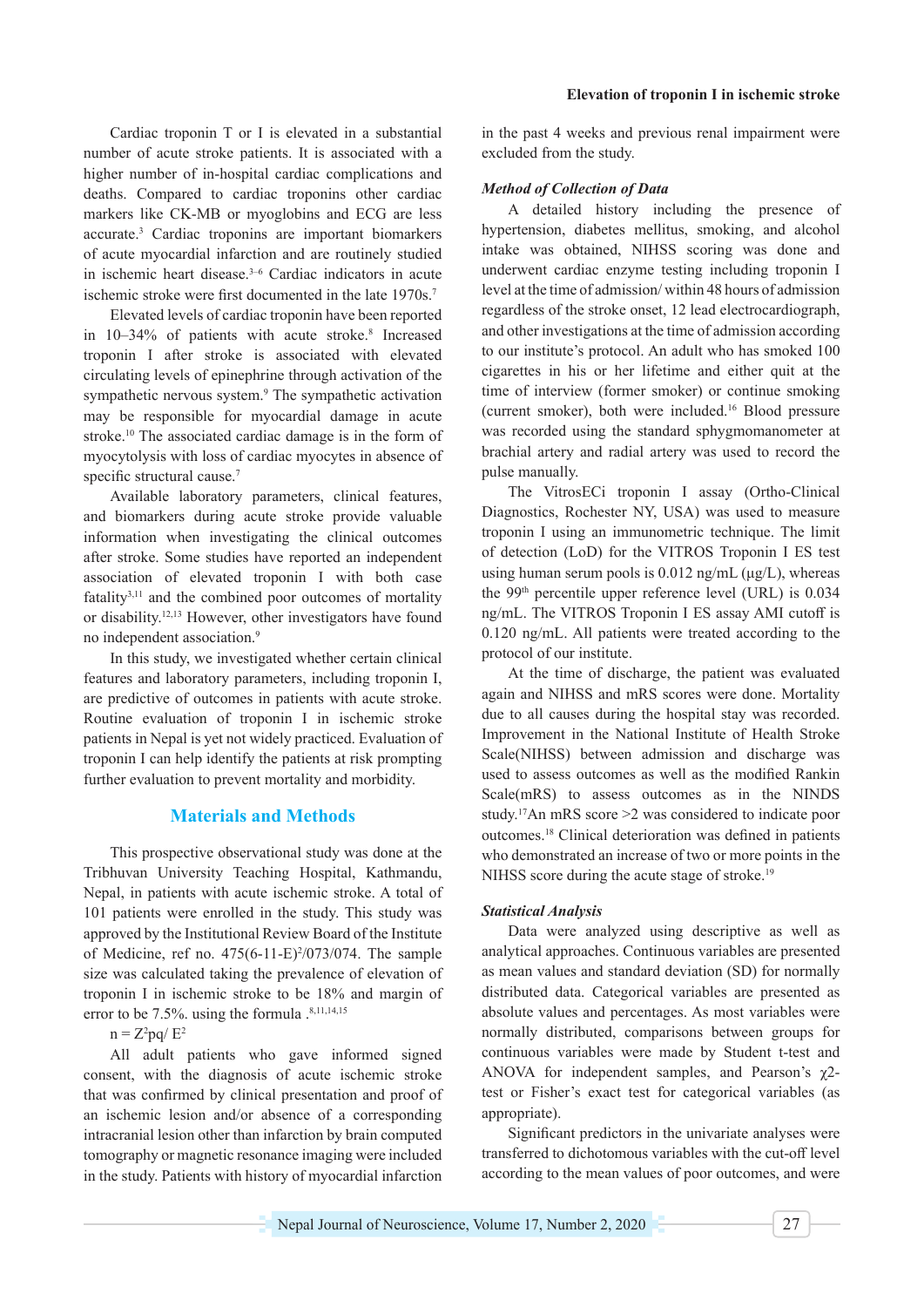Cardiac troponin T or I is elevated in a substantial number of acute stroke patients. It is associated with a higher number of in-hospital cardiac complications and deaths. Compared to cardiac troponins other cardiac markers like CK-MB or myoglobins and ECG are less accurate.[3] Cardiac troponins are important biomarkers of acute myocardial infarction and are routinely studied in ischemic heart disease.[3–6] Cardiac indicators in acute ischemic stroke were first documented in the late 1970s.[7]

Elevated levels of cardiac troponin have been reported in 10–34% of patients with acute stroke.[8] Increased troponin I after stroke is associated with elevated circulating levels of epinephrine through activation of the sympathetic nervous system.[9] The sympathetic activation may be responsible for myocardial damage in acute stroke.[10] The associated cardiac damage is in the form of myocytolysis with loss of cardiac myocytes in absence of specific structural cause.[7]

Available laboratory parameters, clinical features, and biomarkers during acute stroke provide valuable information when investigating the clinical outcomes after stroke. Some studies have reported an independent association of elevated troponin I with both case fatality[3,11] and the combined poor outcomes of mortality or disability.[12,13] However, other investigators have found no independent association.[9]

In this study, we investigated whether certain clinical features and laboratory parameters, including troponin I, are predictive of outcomes in patients with acute stroke. Routine evaluation of troponin I in ischemic stroke patients in Nepal is yet not widely practiced. Evaluation of troponin I can help identify the patients at risk prompting further evaluation to prevent mortality and morbidity.

## Materials and Methods

This prospective observational study was done at the Tribhuvan University Teaching Hospital, Kathmandu, Nepal, in patients with acute ischemic stroke. A total of 101 patients were enrolled in the study. This study was approved by the Institutional Review Board of the Institute of Medicine, ref no. 475(6-11-E)$^2$/073/074. The sample size was calculated taking the prevalence of elevation of troponin I in ischemic stroke to be 18% and margin of error to be 7.5%. using the formula .[8,11,14,15]

$$n = Z^2pq/ E^2$$

All adult patients who gave informed signed consent, with the diagnosis of acute ischemic stroke that was confirmed by clinical presentation and proof of an ischemic lesion and/or absence of a corresponding intracranial lesion other than infarction by brain computed tomography or magnetic resonance imaging were included in the study. Patients with history of myocardial infarction in the past 4 weeks and previous renal impairment were excluded from the study.

### *Method of Collection of Data*

A detailed history including the presence of hypertension, diabetes mellitus, smoking, and alcohol intake was obtained, NIHSS scoring was done and underwent cardiac enzyme testing including troponin I level at the time of admission/ within 48 hours of admission regardless of the stroke onset, 12 lead electrocardiograph, and other investigations at the time of admission according to our institute's protocol. An adult who has smoked 100 cigarettes in his or her lifetime and either quit at the time of interview (former smoker) or continue smoking (current smoker), both were included.[16] Blood pressure was recorded using the standard sphygmomanometer at brachial artery and radial artery was used to record the pulse manually.

The VitrosECi troponin I assay (Ortho-Clinical Diagnostics, Rochester NY, USA) was used to measure troponin I using an immunometric technique. The limit of detection (LoD) for the VITROS Troponin I ES test using human serum pools is 0.012 ng/mL (μg/L), whereas the 99$^{th}$ percentile upper reference level (URL) is 0.034 ng/mL. The VITROS Troponin I ES assay AMI cutoff is 0.120 ng/mL. All patients were treated according to the protocol of our institute.

At the time of discharge, the patient was evaluated again and NIHSS and mRS scores were done. Mortality due to all causes during the hospital stay was recorded. Improvement in the National Institute of Health Stroke Scale(NIHSS) between admission and discharge was used to assess outcomes as well as the modified Rankin Scale(mRS) to assess outcomes as in the NINDS study.[17]An mRS score >2 was considered to indicate poor outcomes.[18] Clinical deterioration was defined in patients who demonstrated an increase of two or more points in the NIHSS score during the acute stage of stroke.[19]

### *Statistical Analysis*

Data were analyzed using descriptive as well as analytical approaches. Continuous variables are presented as mean values and standard deviation (SD) for normally distributed data. Categorical variables are presented as absolute values and percentages. As most variables were normally distributed, comparisons between groups for continuous variables were made by Student t-test and ANOVA for independent samples, and Pearson's $\chi^2$-test or Fisher's exact test for categorical variables (as appropriate).

Significant predictors in the univariate analyses were transferred to dichotomous variables with the cut-off level according to the mean values of poor outcomes, and were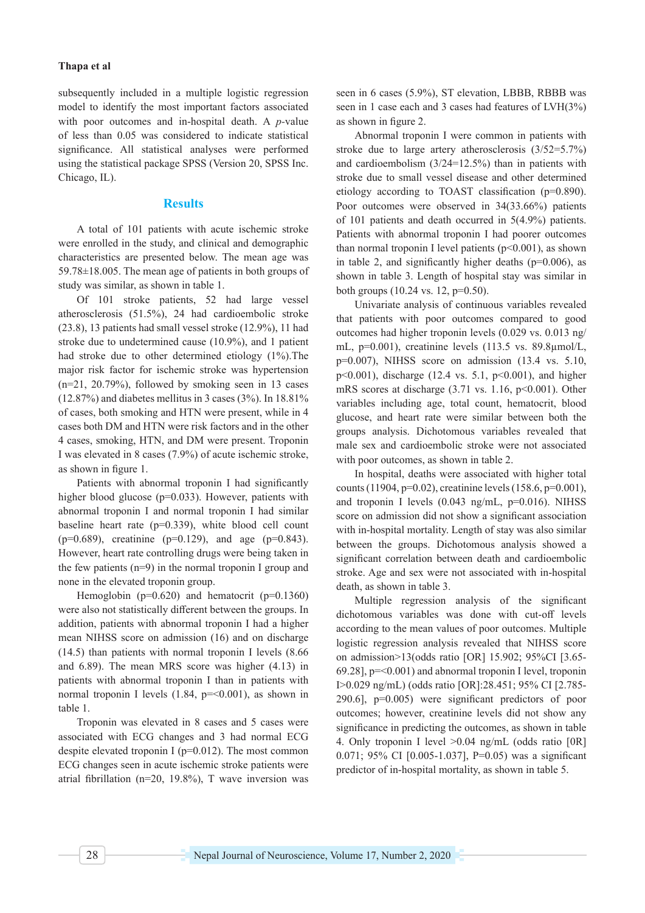subsequently included in a multiple logistic regression model to identify the most important factors associated with poor outcomes and in-hospital death. A *p*-value of less than 0.05 was considered to indicate statistical significance. All statistical analyses were performed using the statistical package SPSS (Version 20, SPSS Inc. Chicago, IL).

## Results

A total of 101 patients with acute ischemic stroke were enrolled in the study, and clinical and demographic characteristics are presented below. The mean age was 59.78±18.005. The mean age of patients in both groups of study was similar, as shown in table 1.

Of 101 stroke patients, 52 had large vessel atherosclerosis (51.5%), 24 had cardioembolic stroke (23.8), 13 patients had small vessel stroke (12.9%), 11 had stroke due to undetermined cause (10.9%), and 1 patient had stroke due to other determined etiology (1%).The major risk factor for ischemic stroke was hypertension (n=21, 20.79%), followed by smoking seen in 13 cases (12.87%) and diabetes mellitus in 3 cases (3%). In 18.81% of cases, both smoking and HTN were present, while in 4 cases both DM and HTN were risk factors and in the other 4 cases, smoking, HTN, and DM were present. Troponin I was elevated in 8 cases (7.9%) of acute ischemic stroke, as shown in figure 1.

Patients with abnormal troponin I had significantly higher blood glucose (p=0.033). However, patients with abnormal troponin I and normal troponin I had similar baseline heart rate (p=0.339), white blood cell count (p=0.689), creatinine (p=0.129), and age (p=0.843). However, heart rate controlling drugs were being taken in the few patients (n=9) in the normal troponin I group and none in the elevated troponin group.

Hemoglobin (p=0.620) and hematocrit (p=0.1360) were also not statistically different between the groups. In addition, patients with abnormal troponin I had a higher mean NIHSS score on admission (16) and on discharge (14.5) than patients with normal troponin I levels (8.66 and 6.89). The mean MRS score was higher (4.13) in patients with abnormal troponin I than in patients with normal troponin I levels (1.84, p=<0.001), as shown in table 1.

Troponin was elevated in 8 cases and 5 cases were associated with ECG changes and 3 had normal ECG despite elevated troponin I (p=0.012). The most common ECG changes seen in acute ischemic stroke patients were atrial fibrillation (n=20, 19.8%), T wave inversion was seen in 6 cases (5.9%), ST elevation, LBBB, RBBB was seen in 1 case each and 3 cases had features of LVH(3%) as shown in figure 2.

Abnormal troponin I were common in patients with stroke due to large artery atherosclerosis (3/52=5.7%) and cardioembolism (3/24=12.5%) than in patients with stroke due to small vessel disease and other determined etiology according to TOAST classification (p=0.890). Poor outcomes were observed in 34(33.66%) patients of 101 patients and death occurred in 5(4.9%) patients. Patients with abnormal troponin I had poorer outcomes than normal troponin I level patients (p<0.001), as shown in table 2, and significantly higher deaths (p=0.006), as shown in table 3. Length of hospital stay was similar in both groups (10.24 vs. 12, p=0.50).

Univariate analysis of continuous variables revealed that patients with poor outcomes compared to good outcomes had higher troponin levels (0.029 vs. 0.013 ng/mL, p=0.001), creatinine levels (113.5 vs. 89.8µmol/L, p=0.007), NIHSS score on admission (13.4 vs. 5.10, p<0.001), discharge (12.4 vs. 5.1, p<0.001), and higher mRS scores at discharge (3.71 vs. 1.16, p<0.001). Other variables including age, total count, hematocrit, blood glucose, and heart rate were similar between both the groups analysis. Dichotomous variables revealed that male sex and cardioembolic stroke were not associated with poor outcomes, as shown in table 2.

In hospital, deaths were associated with higher total counts (11904, p=0.02), creatinine levels (158.6, p=0.001), and troponin I levels (0.043 ng/mL, p=0.016). NIHSS score on admission did not show a significant association with in-hospital mortality. Length of stay was also similar between the groups. Dichotomous analysis showed a significant correlation between death and cardioembolic stroke. Age and sex were not associated with in-hospital death, as shown in table 3.

Multiple regression analysis of the significant dichotomous variables was done with cut-off levels according to the mean values of poor outcomes. Multiple logistic regression analysis revealed that NIHSS score on admission>13(odds ratio [OR] 15.902; 95%CI [3.65-69.28], p=<0.001) and abnormal troponin I level, troponin I>0.029 ng/mL) (odds ratio [OR]:28.451; 95% CI [2.785-290.6], p=0.005) were significant predictors of poor outcomes; however, creatinine levels did not show any significance in predicting the outcomes, as shown in table 4. Only troponin I level >0.04 ng/mL (odds ratio [0R] 0.071; 95% CI [0.005-1.037], P=0.05) was a significant predictor of in-hospital mortality, as shown in table 5.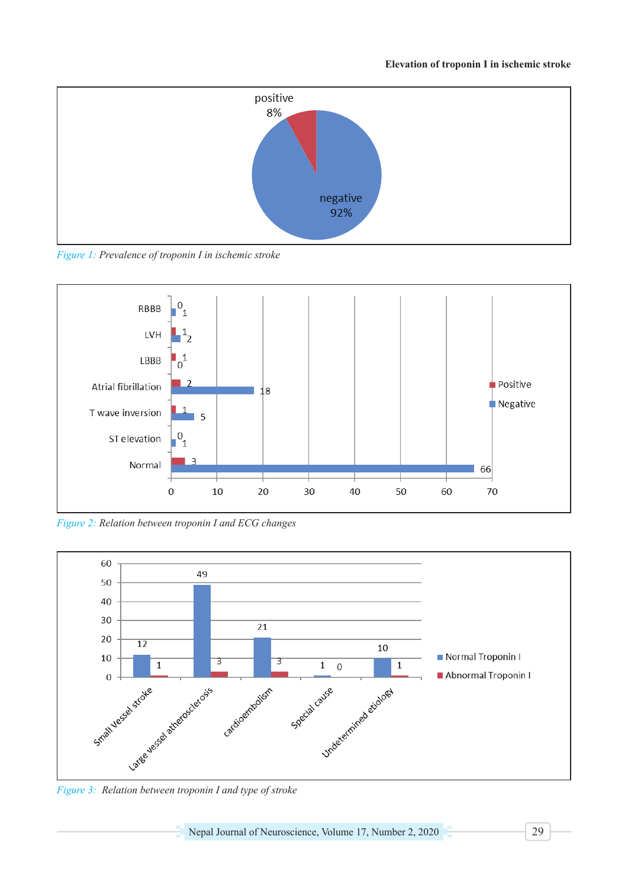Figure 1: Prevalence of troponin I in ischemic stroke

Figure 2: Relation between troponin I and ECG changes

Figure 3: Relation between troponin I and type of stroke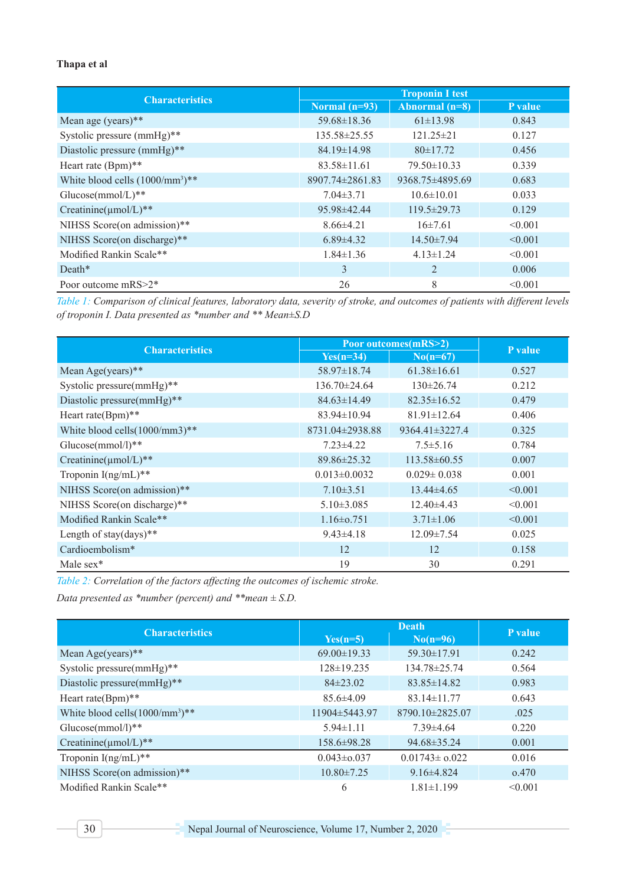| Characteristics | Troponin I test | | |
|---|---|---|---|
| | Normal (n=93) | Abnormal (n=8) | P value |
| Mean age (years)** | 59.68±18.36 | 61±13.98 | 0.843 |
| Systolic pressure (mmHg)** | 135.58±25.55 | 121.25±21 | 0.127 |
| Diastolic pressure (mmHg)** | 84.19±14.98 | 80±17.72 | 0.456 |
| Heart rate (Bpm)** | 83.58±11.61 | 79.50±10.33 | 0.339 |
| White blood cells (1000/mm$^3$)** | 8907.74±2861.83 | 9368.75±4895.69 | 0.683 |
| Glucose(mmol/L)** | 7.04±3.71 | 10.6±10.01 | 0.033 |
| Creatinine(μmol/L)** | 95.98±42.44 | 119.5±29.73 | 0.129 |
| NIHSS Score(on admission)** | 8.66±4.21 | 16±7.61 | <0.001 |
| NIHSS Score(on discharge)** | 6.89±4.32 | 14.50±7.94 | <0.001 |
| Modified Rankin Scale** | 1.84±1.36 | 4.13±1.24 | <0.001 |
| Death* | 3 | 2 | 0.006 |
| Poor outcome mRS>2* | 26 | 8 | <0.001 |

*Table 1: Comparison of clinical features, laboratory data, severity of stroke, and outcomes of patients with different levels of troponin I. Data presented as *number and ** Mean±S.D*

| Characteristics | Poor outcomes(mRS>2) | | P value |
|---|---|---|---|
| | Yes(n=34) | No(n=67) | |
| Mean Age(years)** | 58.97±18.74 | 61.38±16.61 | 0.527 |
| Systolic pressure(mmHg)** | 136.70±24.64 | 130±26.74 | 0.212 |
| Diastolic pressure(mmHg)** | 84.63±14.49 | 82.35±16.52 | 0.479 |
| Heart rate(Bpm)** | 83.94±10.94 | 81.91±12.64 | 0.406 |
| White blood cells(1000/mm3)** | 8731.04±2938.88 | 9364.41±3227.4 | 0.325 |
| Glucose(mmol/l)** | 7.23±4.22 | 7.5±5.16 | 0.784 |
| Creatinine(μmol/L)** | 89.86±25.32 | 113.58±60.55 | 0.007 |
| Troponin I(ng/mL)** | 0.013±0.0032 | 0.029± 0.038 | 0.001 |
| NIHSS Score(on admission)** | 7.10±3.51 | 13.44±4.65 | <0.001 |
| NIHSS Score(on discharge)** | 5.10±3.085 | 12.40±4.43 | <0.001 |
| Modified Rankin Scale** | 1.16±o.751 | 3.71±1.06 | <0.001 |
| Length of stay(days)** | 9.43±4.18 | 12.09±7.54 | 0.025 |
| Cardioembolism* | 12 | 12 | 0.158 |
| Male sex* | 19 | 30 | 0.291 |

*Table 2: Correlation of the factors affecting the outcomes of ischemic stroke.*

*Data presented as *number (percent) and **mean ± S.D.*

| Characteristics | Death | | P value |
|---|---|---|---|
| | Yes(n=5) | No(n=96) | |
| Mean Age(years)** | 69.00±19.33 | 59.30±17.91 | 0.242 |
| Systolic pressure(mmHg)** | 128±19.235 | 134.78±25.74 | 0.564 |
| Diastolic pressure(mmHg)** | 84±23.02 | 83.85±14.82 | 0.983 |
| Heart rate(Bpm)** | 85.6±4.09 | 83.14±11.77 | 0.643 |
| White blood cells(1000/mm$^3$)** | 11904±5443.97 | 8790.10±2825.07 | .025 |
| Glucose(mmol/l)** | 5.94±1.11 | 7.39±4.64 | 0.220 |
| Creatinine(μmol/L)** | 158.6±98.28 | 94.68±35.24 | 0.001 |
| Troponin I(ng/mL)** | 0.043±o.037 | 0.01743± o.022 | 0.016 |
| NIHSS Score(on admission)** | 10.80±7.25 | 9.16±4.824 | o.470 |
| Modified Rankin Scale** | 6 | 1.81±1.199 | <0.001 |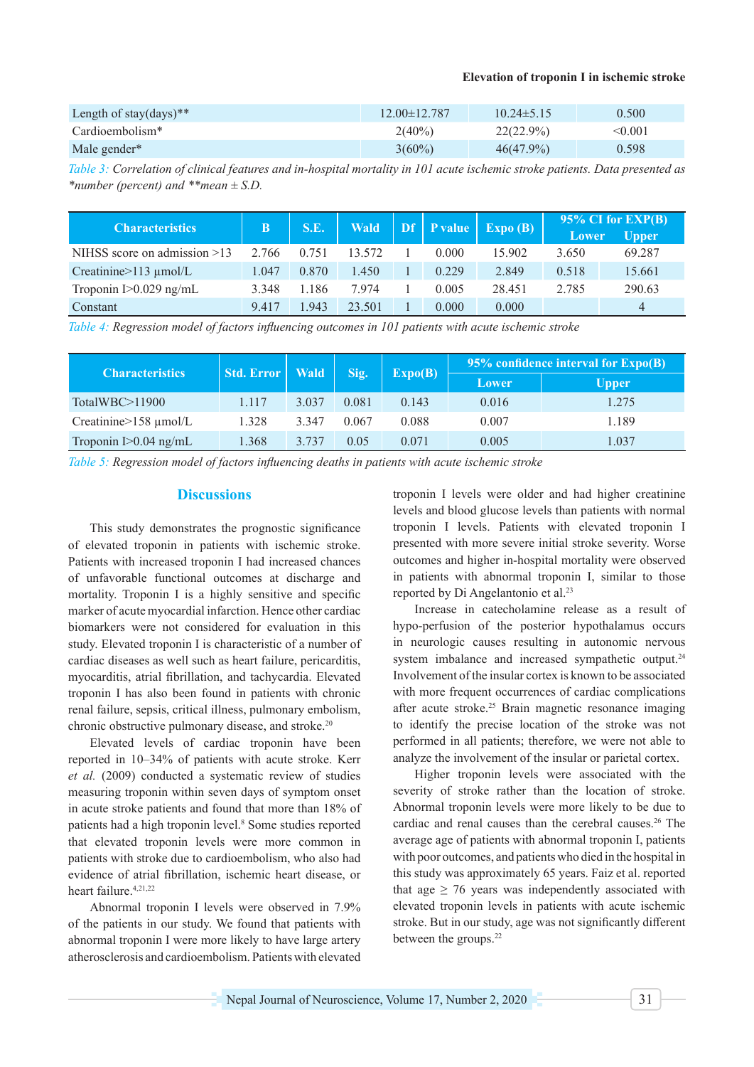| Length of stay(days)** | 12.00±12.787 | 10.24±5.15 | 0.500 |
|---|---|---|---|
| Cardioembolism* | 2(40%) | 22(22.9%) | <0.001 |
| Male gender* | 3(60%) | 46(47.9%) | 0.598 |

*Table 3: Correlation of clinical features and in-hospital mortality in 101 acute ischemic stroke patients. Data presented as *number (percent) and **mean ± S.D.*

| Characteristics | B | S.E. | Wald | Df | P value | Expo (B) | 95% CI for EXP(B) | |
|---|---|---|---|---|---|---|---|---|
| | | | | | | | Lower | Upper |
| NIHSS score on admission >13 | 2.766 | 0.751 | 13.572 | 1 | 0.000 | 15.902 | 3.650 | 69.287 |
| Creatinine>113 µmol/L | 1.047 | 0.870 | 1.450 | 1 | 0.229 | 2.849 | 0.518 | 15.661 |
| Troponin I>0.029 ng/mL | 3.348 | 1.186 | 7.974 | 1 | 0.005 | 28.451 | 2.785 | 290.63 |
| Constant | 9.417 | 1.943 | 23.501 | 1 | 0.000 | 0.000 | | 4 |

*Table 4: Regression model of factors influencing outcomes in 101 patients with acute ischemic stroke*

| Characteristics | Std. Error | Wald | Sig. | Expo(B) | 95% confidence interval for Expo(B) | |
|---|---|---|---|---|---|---|
| | | | | | Lower | Upper |
| TotalWBC>11900 | 1.117 | 3.037 | 0.081 | 0.143 | 0.016 | 1.275 |
| Creatinine>158 µmol/L | 1.328 | 3.347 | 0.067 | 0.088 | 0.007 | 1.189 |
| Troponin I>0.04 ng/mL | 1.368 | 3.737 | 0.05 | 0.071 | 0.005 | 1.037 |

*Table 5: Regression model of factors influencing deaths in patients with acute ischemic stroke*

## Discussions

This study demonstrates the prognostic significance of elevated troponin in patients with ischemic stroke. Patients with increased troponin I had increased chances of unfavorable functional outcomes at discharge and mortality. Troponin I is a highly sensitive and specific marker of acute myocardial infarction. Hence other cardiac biomarkers were not considered for evaluation in this study. Elevated troponin I is characteristic of a number of cardiac diseases as well such as heart failure, pericarditis, myocarditis, atrial fibrillation, and tachycardia. Elevated troponin I has also been found in patients with chronic renal failure, sepsis, critical illness, pulmonary embolism, chronic obstructive pulmonary disease, and stroke.[20]

Elevated levels of cardiac troponin have been reported in 10–34% of patients with acute stroke. Kerr *et al.* (2009) conducted a systematic review of studies measuring troponin within seven days of symptom onset in acute stroke patients and found that more than 18% of patients had a high troponin level.[8] Some studies reported that elevated troponin levels were more common in patients with stroke due to cardioembolism, who also had evidence of atrial fibrillation, ischemic heart disease, or heart failure.[4,21,22]

Abnormal troponin I levels were observed in 7.9% of the patients in our study. We found that patients with abnormal troponin I were more likely to have large artery atherosclerosis and cardioembolism. Patients with elevated troponin I levels were older and had higher creatinine levels and blood glucose levels than patients with normal troponin I levels. Patients with elevated troponin I presented with more severe initial stroke severity. Worse outcomes and higher in-hospital mortality were observed in patients with abnormal troponin I, similar to those reported by Di Angelantonio et al.[23]

Increase in catecholamine release as a result of hypo-perfusion of the posterior hypothalamus occurs in neurologic causes resulting in autonomic nervous system imbalance and increased sympathetic output.[24] Involvement of the insular cortex is known to be associated with more frequent occurrences of cardiac complications after acute stroke.[25] Brain magnetic resonance imaging to identify the precise location of the stroke was not performed in all patients; therefore, we were not able to analyze the involvement of the insular or parietal cortex.

Higher troponin levels were associated with the severity of stroke rather than the location of stroke. Abnormal troponin levels were more likely to be due to cardiac and renal causes than the cerebral causes.[26] The average age of patients with abnormal troponin I, patients with poor outcomes, and patients who died in the hospital in this study was approximately 65 years. Faiz et al. reported that age ≥ 76 years was independently associated with elevated troponin levels in patients with acute ischemic stroke. But in our study, age was not significantly different between the groups.[22]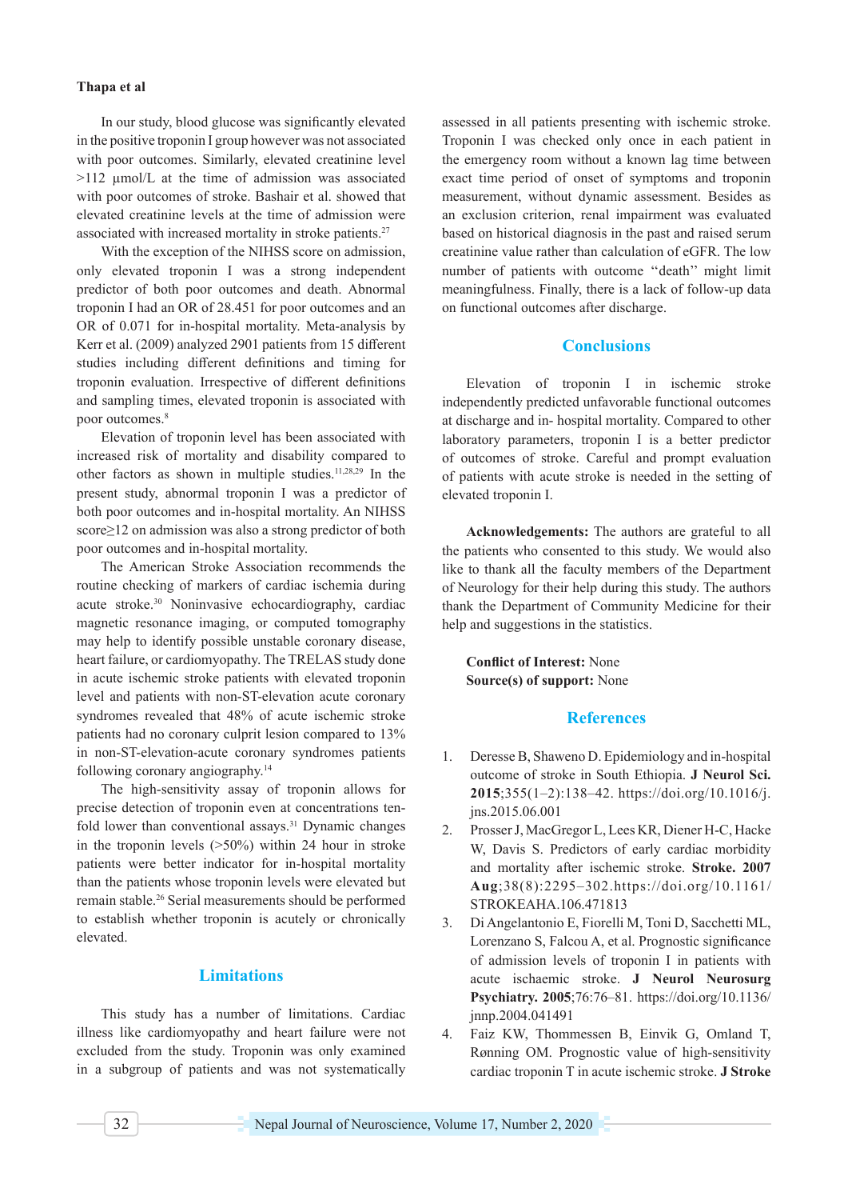In our study, blood glucose was significantly elevated in the positive troponin I group however was not associated with poor outcomes. Similarly, elevated creatinine level >112 μmol/L at the time of admission was associated with poor outcomes of stroke. Bashair et al. showed that elevated creatinine levels at the time of admission were associated with increased mortality in stroke patients.[27]

With the exception of the NIHSS score on admission, only elevated troponin I was a strong independent predictor of both poor outcomes and death. Abnormal troponin I had an OR of 28.451 for poor outcomes and an OR of 0.071 for in-hospital mortality. Meta-analysis by Kerr et al. (2009) analyzed 2901 patients from 15 different studies including different definitions and timing for troponin evaluation. Irrespective of different definitions and sampling times, elevated troponin is associated with poor outcomes.[8]

Elevation of troponin level has been associated with increased risk of mortality and disability compared to other factors as shown in multiple studies.[11,28,29] In the present study, abnormal troponin I was a predictor of both poor outcomes and in-hospital mortality. An NIHSS score≥12 on admission was also a strong predictor of both poor outcomes and in-hospital mortality.

The American Stroke Association recommends the routine checking of markers of cardiac ischemia during acute stroke.[30] Noninvasive echocardiography, cardiac magnetic resonance imaging, or computed tomography may help to identify possible unstable coronary disease, heart failure, or cardiomyopathy. The TRELAS study done in acute ischemic stroke patients with elevated troponin level and patients with non-ST-elevation acute coronary syndromes revealed that 48% of acute ischemic stroke patients had no coronary culprit lesion compared to 13% in non-ST-elevation-acute coronary syndromes patients following coronary angiography.[14]

The high-sensitivity assay of troponin allows for precise detection of troponin even at concentrations ten-fold lower than conventional assays.[31] Dynamic changes in the troponin levels (>50%) within 24 hour in stroke patients were better indicator for in-hospital mortality than the patients whose troponin levels were elevated but remain stable.[26] Serial measurements should be performed to establish whether troponin is acutely or chronically elevated.

## Limitations

This study has a number of limitations. Cardiac illness like cardiomyopathy and heart failure were not excluded from the study. Troponin was only examined in a subgroup of patients and was not systematically assessed in all patients presenting with ischemic stroke. Troponin I was checked only once in each patient in the emergency room without a known lag time between exact time period of onset of symptoms and troponin measurement, without dynamic assessment. Besides as an exclusion criterion, renal impairment was evaluated based on historical diagnosis in the past and raised serum creatinine value rather than calculation of eGFR. The low number of patients with outcome "death" might limit meaningfulness. Finally, there is a lack of follow-up data on functional outcomes after discharge.

## Conclusions

Elevation of troponin I in ischemic stroke independently predicted unfavorable functional outcomes at discharge and in- hospital mortality. Compared to other laboratory parameters, troponin I is a better predictor of outcomes of stroke. Careful and prompt evaluation of patients with acute stroke is needed in the setting of elevated troponin I.

**Acknowledgements:** The authors are grateful to all the patients who consented to this study. We would also like to thank all the faculty members of the Department of Neurology for their help during this study. The authors thank the Department of Community Medicine for their help and suggestions in the statistics.

**Conflict of Interest:** None
**Source(s) of support:** None

## References

1. Deresse B, Shaweno D. Epidemiology and in-hospital outcome of stroke in South Ethiopia. **J Neurol Sci. 2015**;355(1–2):138–42. https://doi.org/10.1016/j.jns.2015.06.001
2. Prosser J, MacGregor L, Lees KR, Diener H-C, Hacke W, Davis S. Predictors of early cardiac morbidity and mortality after ischemic stroke. **Stroke. 2007 Aug**;38(8):2295–302.https://doi.org/10.1161/STROKEAHA.106.471813
3. Di Angelantonio E, Fiorelli M, Toni D, Sacchetti ML, Lorenzano S, Falcou A, et al. Prognostic significance of admission levels of troponin I in patients with acute ischaemic stroke. **J Neurol Neurosurg Psychiatry. 2005**;76:76–81. https://doi.org/10.1136/jnnp.2004.041491
4. Faiz KW, Thommessen B, Einvik G, Omland T, Rønning OM. Prognostic value of high-sensitivity cardiac troponin T in acute ischemic stroke. **J Stroke**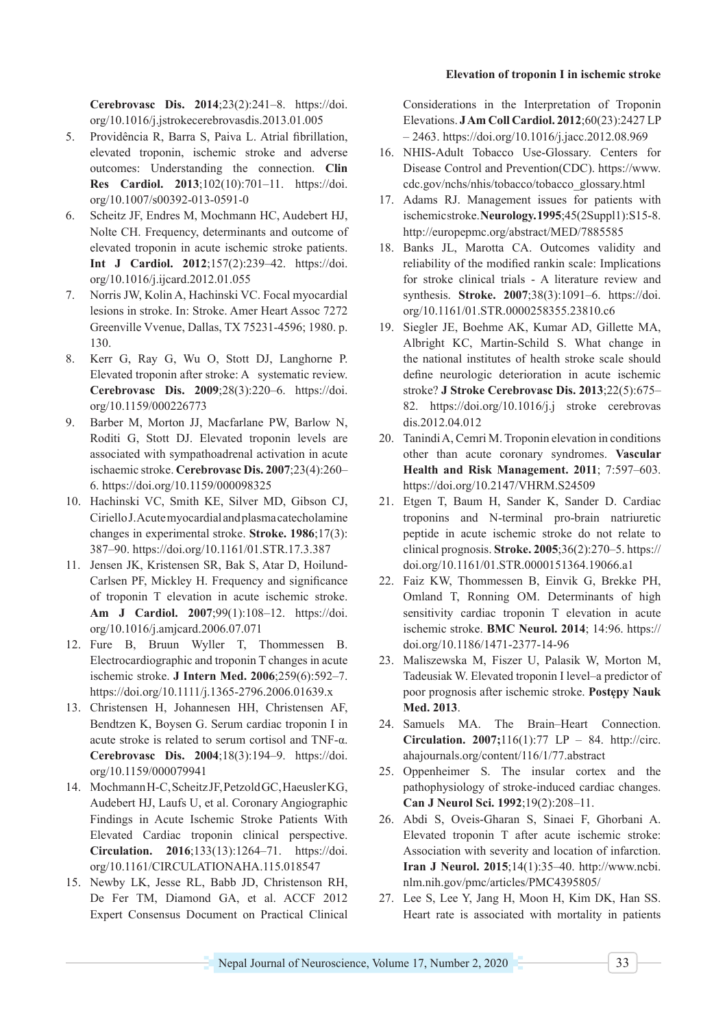**Cerebrovasc Dis. 2014**;23(2):241–8. https://doi.org/10.1016/j.jstrokecerebrovasdis.2013.01.005

5. Providência R, Barra S, Paiva L. Atrial fibrillation, elevated troponin, ischemic stroke and adverse outcomes: Understanding the connection. **Clin Res Cardiol. 2013**;102(10):701–11. https://doi.org/10.1007/s00392-013-0591-0
6. Scheitz JF, Endres M, Mochmann HC, Audebert HJ, Nolte CH. Frequency, determinants and outcome of elevated troponin in acute ischemic stroke patients. **Int J Cardiol. 2012**;157(2):239–42. https://doi.org/10.1016/j.ijcard.2012.01.055
7. Norris JW, Kolin A, Hachinski VC. Focal myocardial lesions in stroke. In: Stroke. Amer Heart Assoc 7272 Greenville Vvenue, Dallas, TX 75231-4596; 1980. p. 130.
8. Kerr G, Ray G, Wu O, Stott DJ, Langhorne P. Elevated troponin after stroke: A systematic review. **Cerebrovasc Dis. 2009**;28(3):220–6. https://doi.org/10.1159/000226773
9. Barber M, Morton JJ, Macfarlane PW, Barlow N, Roditi G, Stott DJ. Elevated troponin levels are associated with sympathoadrenal activation in acute ischaemic stroke. **Cerebrovasc Dis. 2007**;23(4):260–6. https://doi.org/10.1159/000098325
10. Hachinski VC, Smith KE, Silver MD, Gibson CJ, Ciriello J. Acute myocardial and plasma catecholamine changes in experimental stroke. **Stroke. 1986**;17(3):387–90. https://doi.org/10.1161/01.STR.17.3.387
11. Jensen JK, Kristensen SR, Bak S, Atar D, Hoilund-Carlsen PF, Mickley H. Frequency and significance of troponin T elevation in acute ischemic stroke. **Am J Cardiol. 2007**;99(1):108–12. https://doi.org/10.1016/j.amjcard.2006.07.071
12. Fure B, Bruun Wyller T, Thommessen B. Electrocardiographic and troponin T changes in acute ischemic stroke. **J Intern Med. 2006**;259(6):592–7. https://doi.org/10.1111/j.1365-2796.2006.01639.x
13. Christensen H, Johannesen HH, Christensen AF, Bendtzen K, Boysen G. Serum cardiac troponin I in acute stroke is related to serum cortisol and TNF-α. **Cerebrovasc Dis. 2004**;18(3):194–9. https://doi.org/10.1159/000079941
14. Mochmann H-C, Scheitz JF, Petzold GC, Haeusler KG, Audebert HJ, Laufs U, et al. Coronary Angiographic Findings in Acute Ischemic Stroke Patients With Elevated Cardiac troponin clinical perspective. **Circulation. 2016**;133(13):1264–71. https://doi.org/10.1161/CIRCULATIONAHA.115.018547
15. Newby LK, Jesse RL, Babb JD, Christenson RH, De Fer TM, Diamond GA, et al. ACCF 2012 Expert Consensus Document on Practical Clinical Considerations in the Interpretation of Troponin Elevations. **J Am Coll Cardiol. 2012**;60(23):2427 LP – 2463. https://doi.org/10.1016/j.jacc.2012.08.969
16. NHIS-Adult Tobacco Use-Glossary. Centers for Disease Control and Prevention(CDC). https://www.cdc.gov/nchs/nhis/tobacco/tobacco_glossary.html
17. Adams RJ. Management issues for patients with ischemic stroke. **Neurology. 1995**;45(2Suppl1):S15-8. http://europepmc.org/abstract/MED/7885585
18. Banks JL, Marotta CA. Outcomes validity and reliability of the modified rankin scale: Implications for stroke clinical trials - A literature review and synthesis. **Stroke. 2007**;38(3):1091–6. https://doi.org/10.1161/01.STR.0000258355.23810.c6
19. Siegler JE, Boehme AK, Kumar AD, Gillette MA, Albright KC, Martin-Schild S. What change in the national institutes of health stroke scale should define neurologic deterioration in acute ischemic stroke? **J Stroke Cerebrovasc Dis. 2013**;22(5):675–82. https://doi.org/10.1016/j.j stroke cerebrovas dis.2012.04.012
20. Tanindi A, Cemri M. Troponin elevation in conditions other than acute coronary syndromes. **Vascular Health and Risk Management. 2011**; 7:597–603. https://doi.org/10.2147/VHRM.S24509
21. Etgen T, Baum H, Sander K, Sander D. Cardiac troponins and N-terminal pro-brain natriuretic peptide in acute ischemic stroke do not relate to clinical prognosis. **Stroke. 2005**;36(2):270–5. https://doi.org/10.1161/01.STR.0000151364.19066.a1
22. Faiz KW, Thommessen B, Einvik G, Brekke PH, Omland T, Ronning OM. Determinants of high sensitivity cardiac troponin T elevation in acute ischemic stroke. **BMC Neurol. 2014**; 14:96. https://doi.org/10.1186/1471-2377-14-96
23. Maliszewska M, Fiszer U, Palasik W, Morton M, Tadeusiak W. Elevated troponin I level–a predictor of poor prognosis after ischemic stroke. **Postępy Nauk Med. 2013**.
24. Samuels MA. The Brain–Heart Connection. **Circulation. 2007;**116(1):77 LP – 84. http://circ.ahajournals.org/content/116/1/77.abstract
25. Oppenheimer S. The insular cortex and the pathophysiology of stroke-induced cardiac changes. **Can J Neurol Sci. 1992**;19(2):208–11.
26. Abdi S, Oveis-Gharan S, Sinaei F, Ghorbani A. Elevated troponin T after acute ischemic stroke: Association with severity and location of infarction. **Iran J Neurol. 2015**;14(1):35–40. http://www.ncbi.nlm.nih.gov/pmc/articles/PMC4395805/
27. Lee S, Lee Y, Jang H, Moon H, Kim DK, Han SS. Heart rate is associated with mortality in patients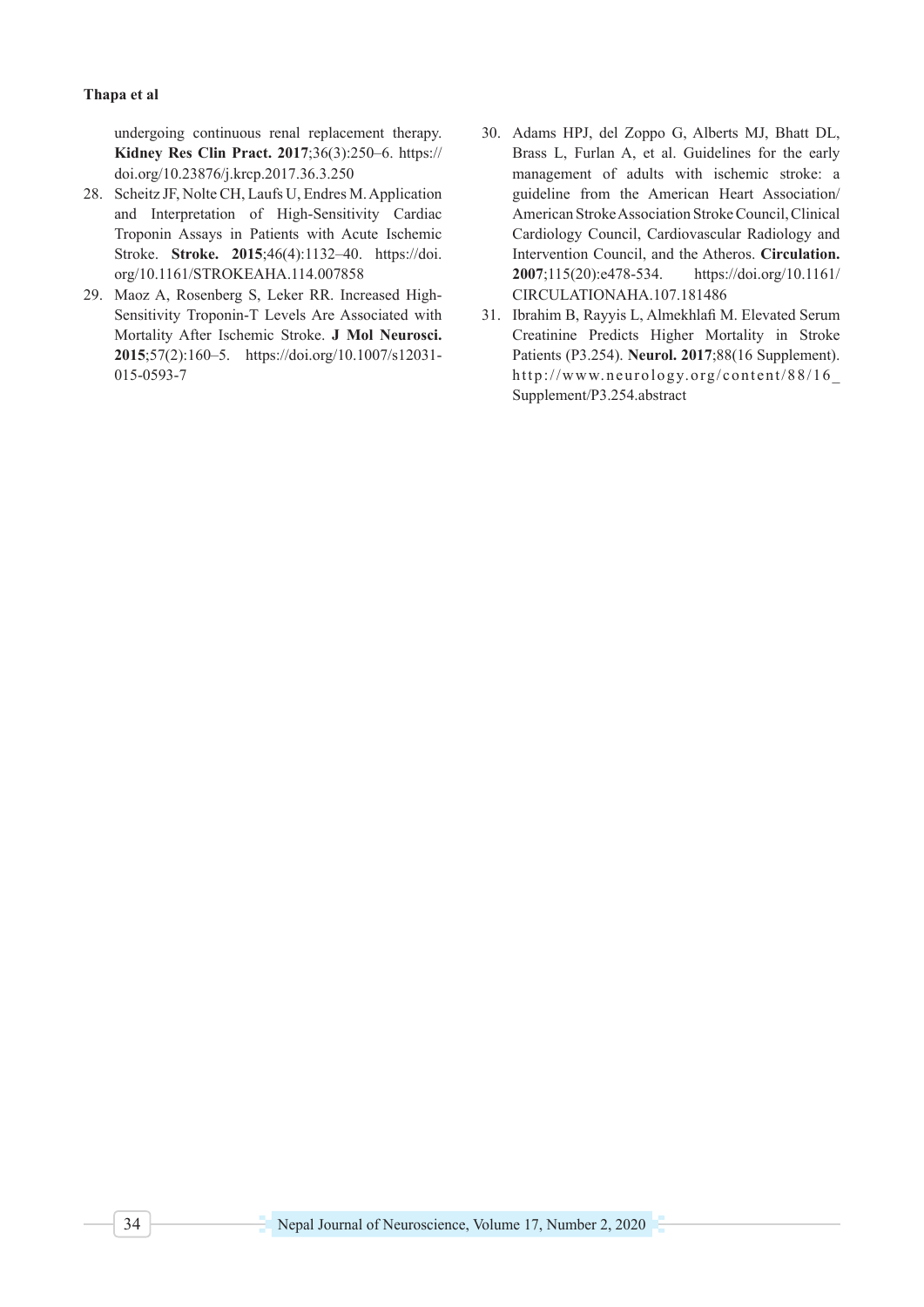undergoing continuous renal replacement therapy. **Kidney Res Clin Pract. 2017**;36(3):250–6. https://doi.org/10.23876/j.krcp.2017.36.3.250

28. Scheitz JF, Nolte CH, Laufs U, Endres M. Application and Interpretation of High-Sensitivity Cardiac Troponin Assays in Patients with Acute Ischemic Stroke. **Stroke. 2015**;46(4):1132–40. https://doi.org/10.1161/STROKEAHA.114.007858
29. Maoz A, Rosenberg S, Leker RR. Increased High-Sensitivity Troponin-T Levels Are Associated with Mortality After Ischemic Stroke. **J Mol Neurosci. 2015**;57(2):160–5. https://doi.org/10.1007/s12031-015-0593-7
30. Adams HPJ, del Zoppo G, Alberts MJ, Bhatt DL, Brass L, Furlan A, et al. Guidelines for the early management of adults with ischemic stroke: a guideline from the American Heart Association/American Stroke Association Stroke Council, Clinical Cardiology Council, Cardiovascular Radiology and Intervention Council, and the Atheros. **Circulation. 2007**;115(20):e478-534. https://doi.org/10.1161/CIRCULATIONAHA.107.181486
31. Ibrahim B, Rayyis L, Almekhlafi M. Elevated Serum Creatinine Predicts Higher Mortality in Stroke Patients (P3.254). **Neurol. 2017**;88(16 Supplement). http://www.neurology.org/content/88/16_Supplement/P3.254.abstract